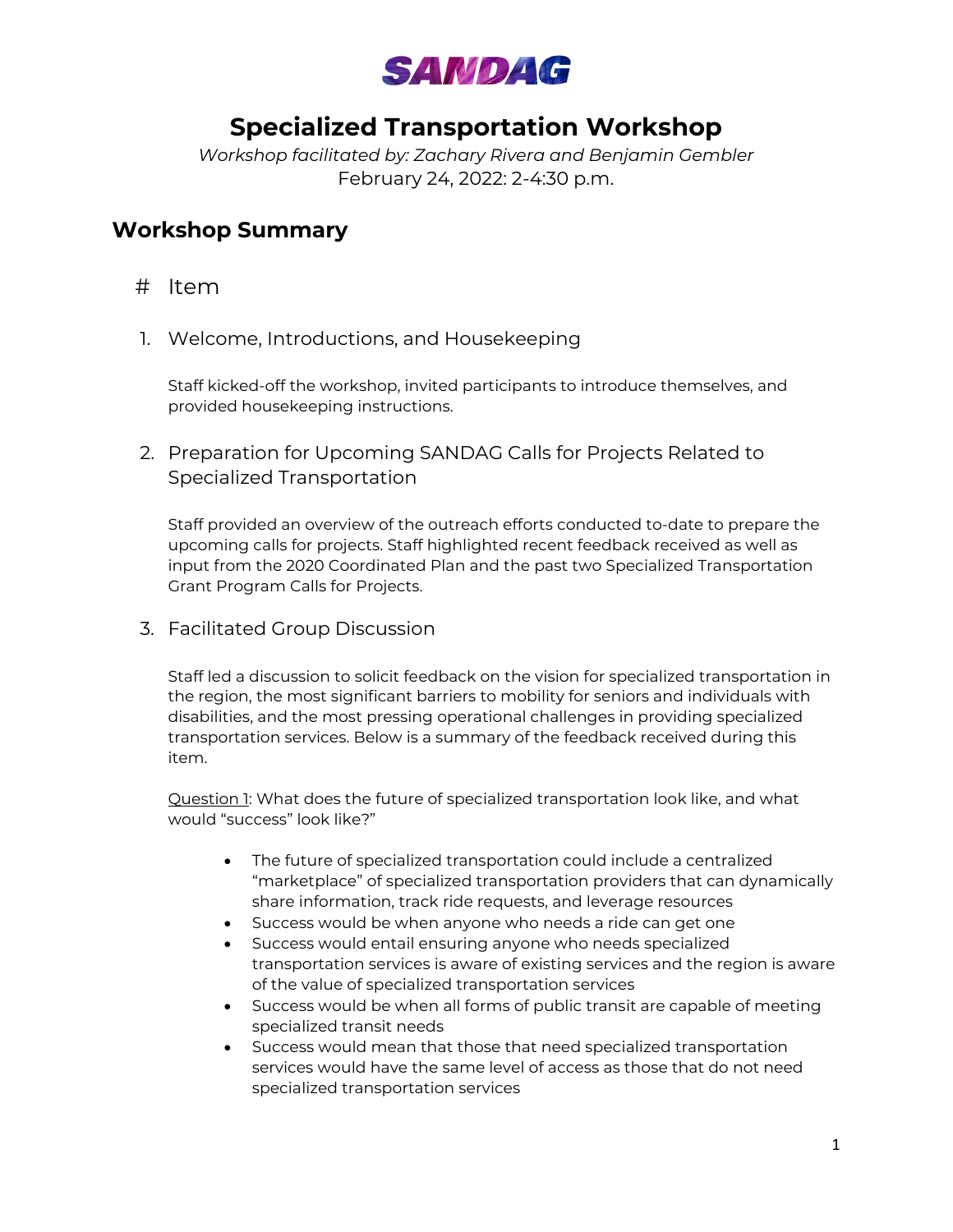SANDAG

# Specialized Transportation Workshop

*Workshop facilitated by: Zachary Rivera and Benjamin Gembler*

February 24, 2022: 2-4:30 p.m.

## Workshop Summary

# Item

1. Welcome, Introductions, and Housekeeping

   Staff kicked-off the workshop, invited participants to introduce themselves, and provided housekeeping instructions.

2. Preparation for Upcoming SANDAG Calls for Projects Related to Specialized Transportation

   Staff provided an overview of the outreach efforts conducted to-date to prepare the upcoming calls for projects. Staff highlighted recent feedback received as well as input from the 2020 Coordinated Plan and the past two Specialized Transportation Grant Program Calls for Projects.

3. Facilitated Group Discussion

   Staff led a discussion to solicit feedback on the vision for specialized transportation in the region, the most significant barriers to mobility for seniors and individuals with disabilities, and the most pressing operational challenges in providing specialized transportation services. Below is a summary of the feedback received during this item.

   Question 1: What does the future of specialized transportation look like, and what would "success" look like?"

   - The future of specialized transportation could include a centralized "marketplace" of specialized transportation providers that can dynamically share information, track ride requests, and leverage resources
   - Success would be when anyone who needs a ride can get one
   - Success would entail ensuring anyone who needs specialized transportation services is aware of existing services and the region is aware of the value of specialized transportation services
   - Success would be when all forms of public transit are capable of meeting specialized transit needs
   - Success would mean that those that need specialized transportation services would have the same level of access as those that do not need specialized transportation services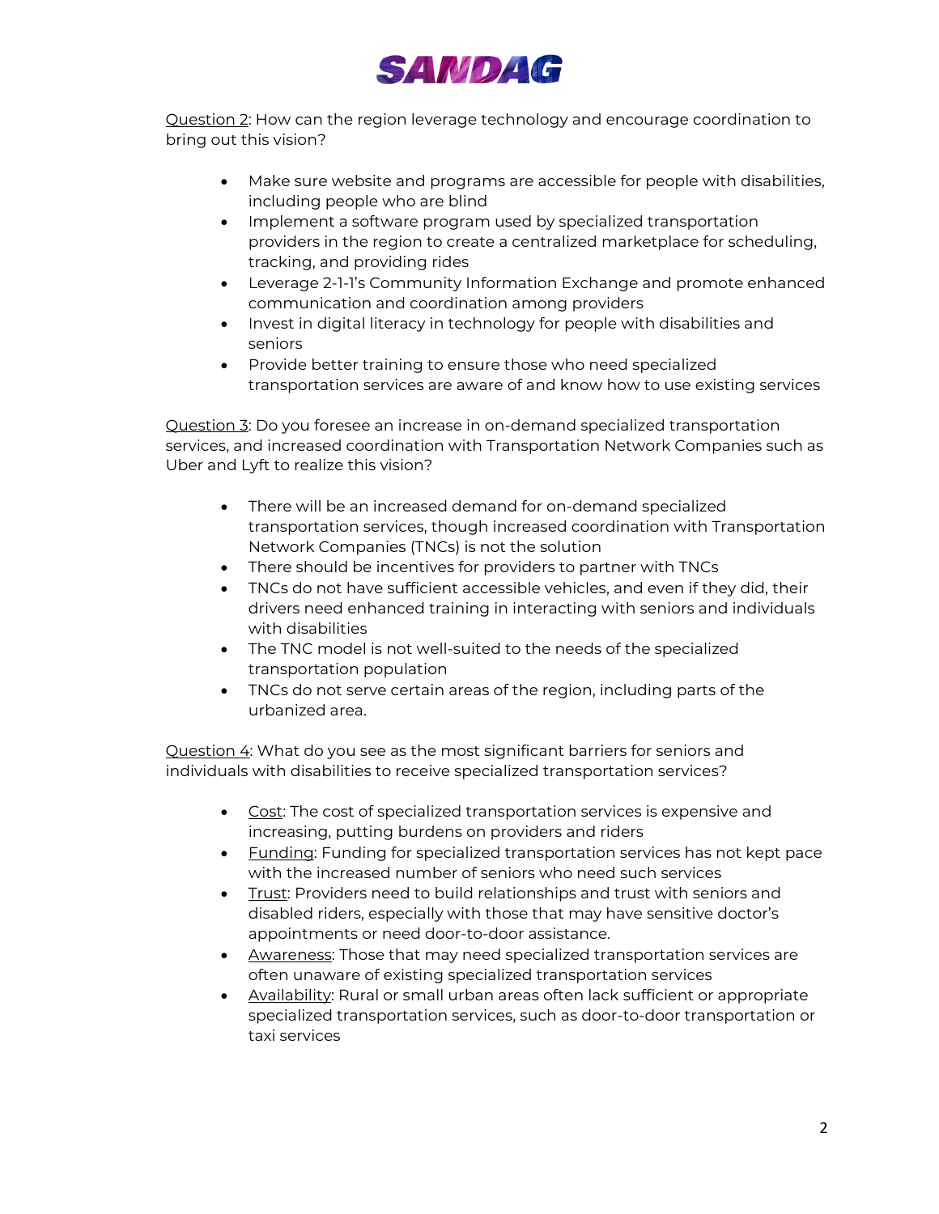Question 2: How can the region leverage technology and encourage coordination to bring out this vision?

- Make sure website and programs are accessible for people with disabilities, including people who are blind
- Implement a software program used by specialized transportation providers in the region to create a centralized marketplace for scheduling, tracking, and providing rides
- Leverage 2-1-1's Community Information Exchange and promote enhanced communication and coordination among providers
- Invest in digital literacy in technology for people with disabilities and seniors
- Provide better training to ensure those who need specialized transportation services are aware of and know how to use existing services

Question 3: Do you foresee an increase in on-demand specialized transportation services, and increased coordination with Transportation Network Companies such as Uber and Lyft to realize this vision?

- There will be an increased demand for on-demand specialized transportation services, though increased coordination with Transportation Network Companies (TNCs) is not the solution
- There should be incentives for providers to partner with TNCs
- TNCs do not have sufficient accessible vehicles, and even if they did, their drivers need enhanced training in interacting with seniors and individuals with disabilities
- The TNC model is not well-suited to the needs of the specialized transportation population
- TNCs do not serve certain areas of the region, including parts of the urbanized area.

Question 4: What do you see as the most significant barriers for seniors and individuals with disabilities to receive specialized transportation services?

- Cost: The cost of specialized transportation services is expensive and increasing, putting burdens on providers and riders
- Funding: Funding for specialized transportation services has not kept pace with the increased number of seniors who need such services
- Trust: Providers need to build relationships and trust with seniors and disabled riders, especially with those that may have sensitive doctor's appointments or need door-to-door assistance.
- Awareness: Those that may need specialized transportation services are often unaware of existing specialized transportation services
- Availability: Rural or small urban areas often lack sufficient or appropriate specialized transportation services, such as door-to-door transportation or taxi services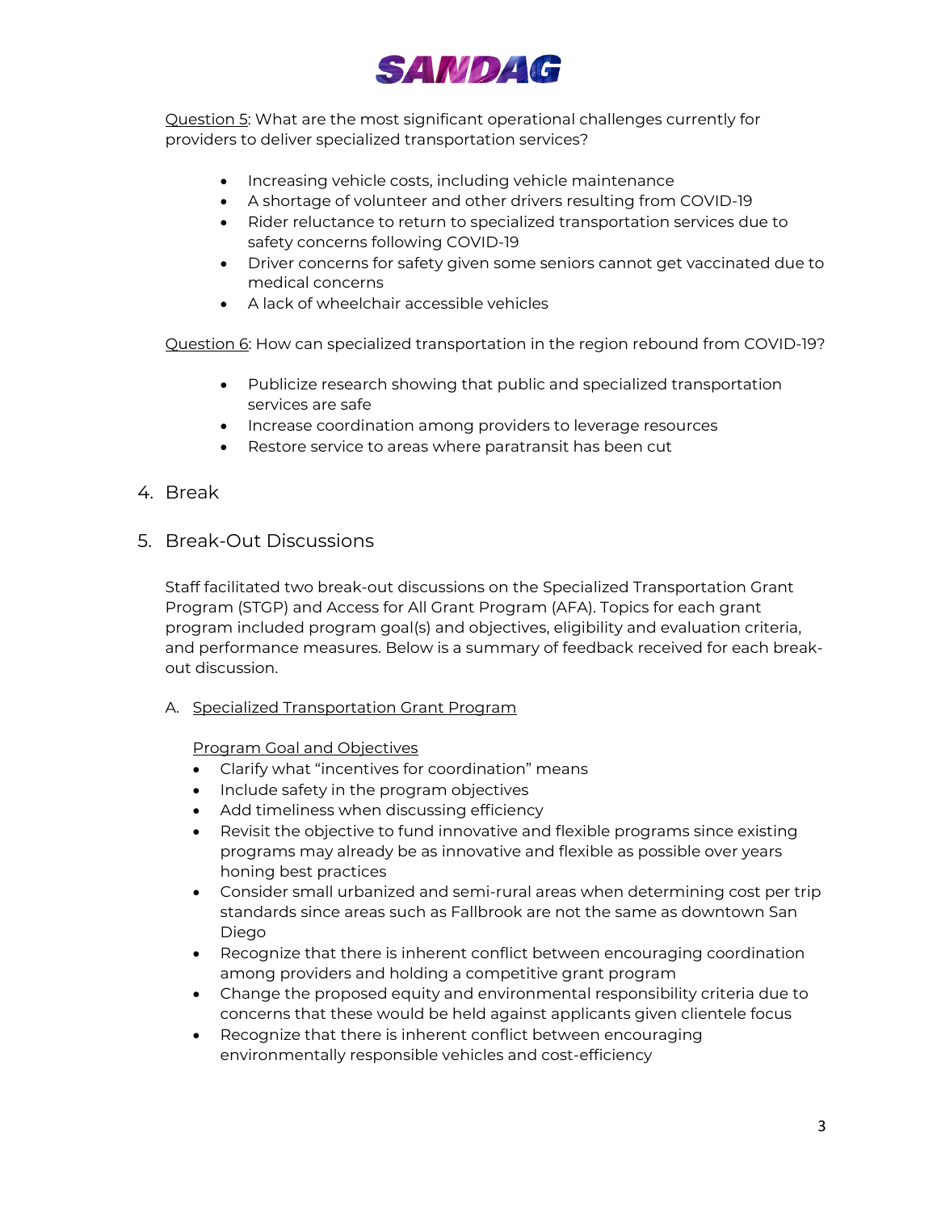Question 5: What are the most significant operational challenges currently for providers to deliver specialized transportation services?

- Increasing vehicle costs, including vehicle maintenance
- A shortage of volunteer and other drivers resulting from COVID-19
- Rider reluctance to return to specialized transportation services due to safety concerns following COVID-19
- Driver concerns for safety given some seniors cannot get vaccinated due to medical concerns
- A lack of wheelchair accessible vehicles

Question 6: How can specialized transportation in the region rebound from COVID-19?

- Publicize research showing that public and specialized transportation services are safe
- Increase coordination among providers to leverage resources
- Restore service to areas where paratransit has been cut

## 4. Break

## 5. Break-Out Discussions

Staff facilitated two break-out discussions on the Specialized Transportation Grant Program (STGP) and Access for All Grant Program (AFA). Topics for each grant program included program goal(s) and objectives, eligibility and evaluation criteria, and performance measures. Below is a summary of feedback received for each break-out discussion.

### A. Specialized Transportation Grant Program

Program Goal and Objectives

- Clarify what "incentives for coordination" means
- Include safety in the program objectives
- Add timeliness when discussing efficiency
- Revisit the objective to fund innovative and flexible programs since existing programs may already be as innovative and flexible as possible over years honing best practices
- Consider small urbanized and semi-rural areas when determining cost per trip standards since areas such as Fallbrook are not the same as downtown San Diego
- Recognize that there is inherent conflict between encouraging coordination among providers and holding a competitive grant program
- Change the proposed equity and environmental responsibility criteria due to concerns that these would be held against applicants given clientele focus
- Recognize that there is inherent conflict between encouraging environmentally responsible vehicles and cost-efficiency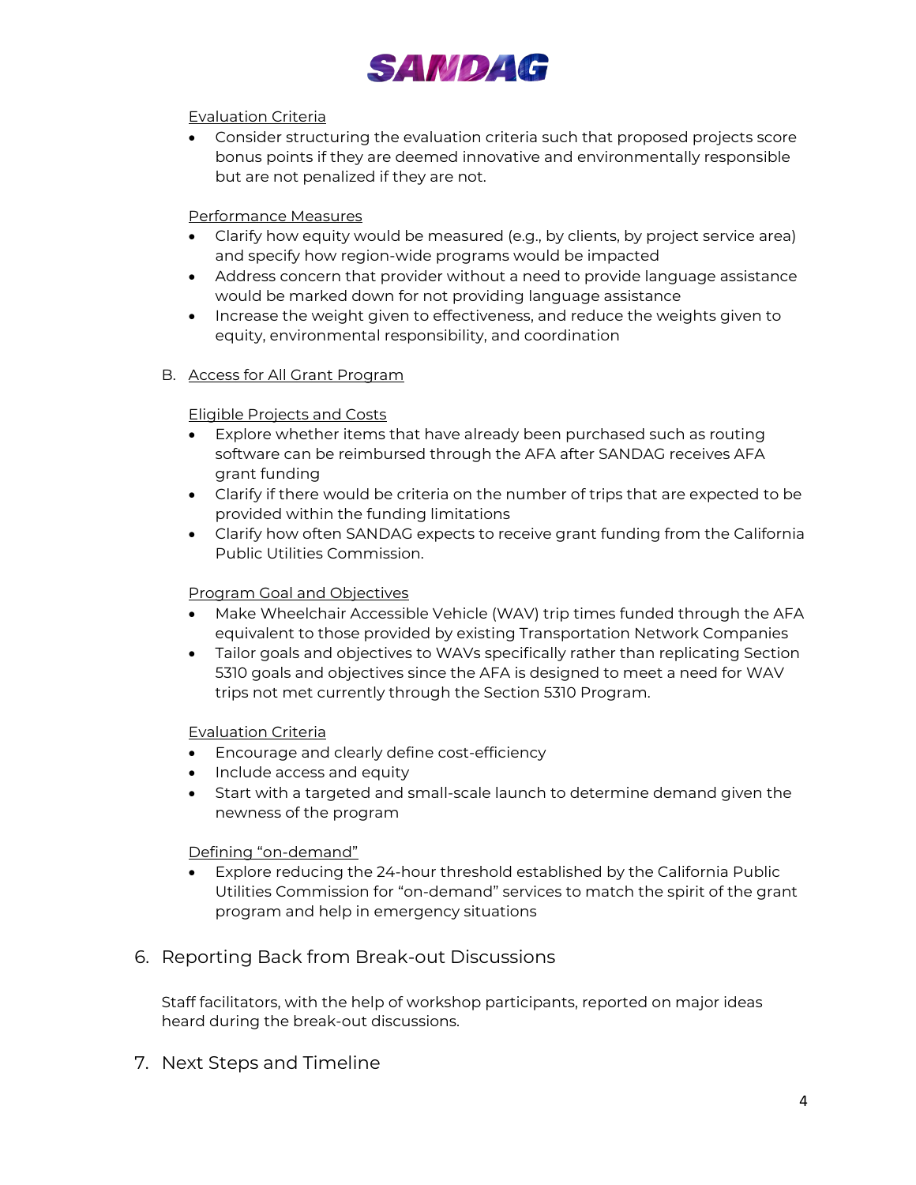Evaluation Criteria

- Consider structuring the evaluation criteria such that proposed projects score bonus points if they are deemed innovative and environmentally responsible but are not penalized if they are not.

Performance Measures

- Clarify how equity would be measured (e.g., by clients, by project service area) and specify how region-wide programs would be impacted
- Address concern that provider without a need to provide language assistance would be marked down for not providing language assistance
- Increase the weight given to effectiveness, and reduce the weights given to equity, environmental responsibility, and coordination

B. Access for All Grant Program

Eligible Projects and Costs

- Explore whether items that have already been purchased such as routing software can be reimbursed through the AFA after SANDAG receives AFA grant funding
- Clarify if there would be criteria on the number of trips that are expected to be provided within the funding limitations
- Clarify how often SANDAG expects to receive grant funding from the California Public Utilities Commission.

Program Goal and Objectives

- Make Wheelchair Accessible Vehicle (WAV) trip times funded through the AFA equivalent to those provided by existing Transportation Network Companies
- Tailor goals and objectives to WAVs specifically rather than replicating Section 5310 goals and objectives since the AFA is designed to meet a need for WAV trips not met currently through the Section 5310 Program.

Evaluation Criteria

- Encourage and clearly define cost-efficiency
- Include access and equity
- Start with a targeted and small-scale launch to determine demand given the newness of the program

Defining "on-demand"

- Explore reducing the 24-hour threshold established by the California Public Utilities Commission for "on-demand" services to match the spirit of the grant program and help in emergency situations

## 6. Reporting Back from Break-out Discussions

Staff facilitators, with the help of workshop participants, reported on major ideas heard during the break-out discussions.

## 7. Next Steps and Timeline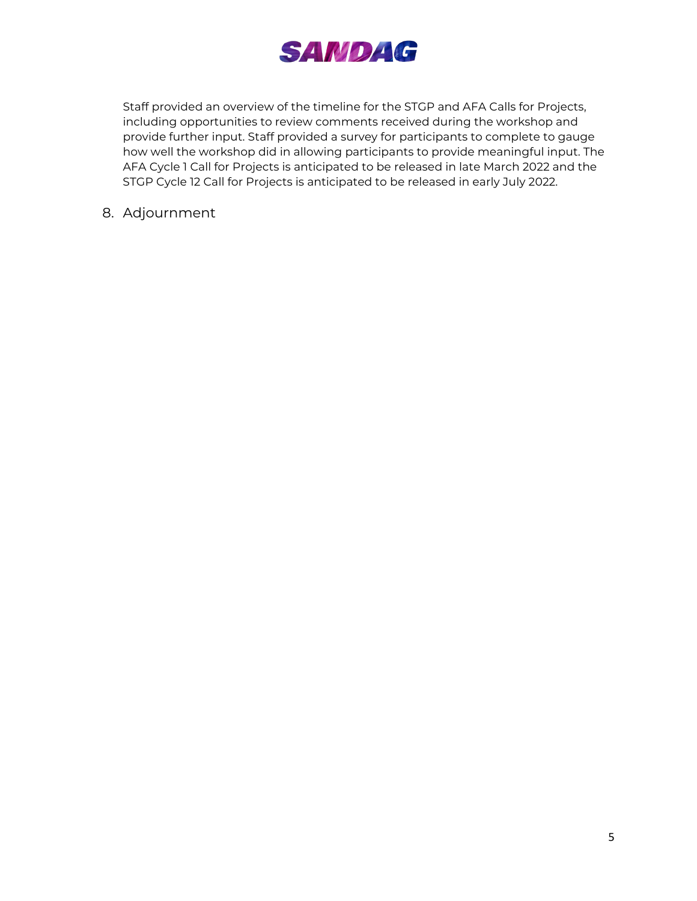Staff provided an overview of the timeline for the STGP and AFA Calls for Projects, including opportunities to review comments received during the workshop and provide further input. Staff provided a survey for participants to complete to gauge how well the workshop did in allowing participants to provide meaningful input. The AFA Cycle 1 Call for Projects is anticipated to be released in late March 2022 and the STGP Cycle 12 Call for Projects is anticipated to be released in early July 2022.

8. Adjournment